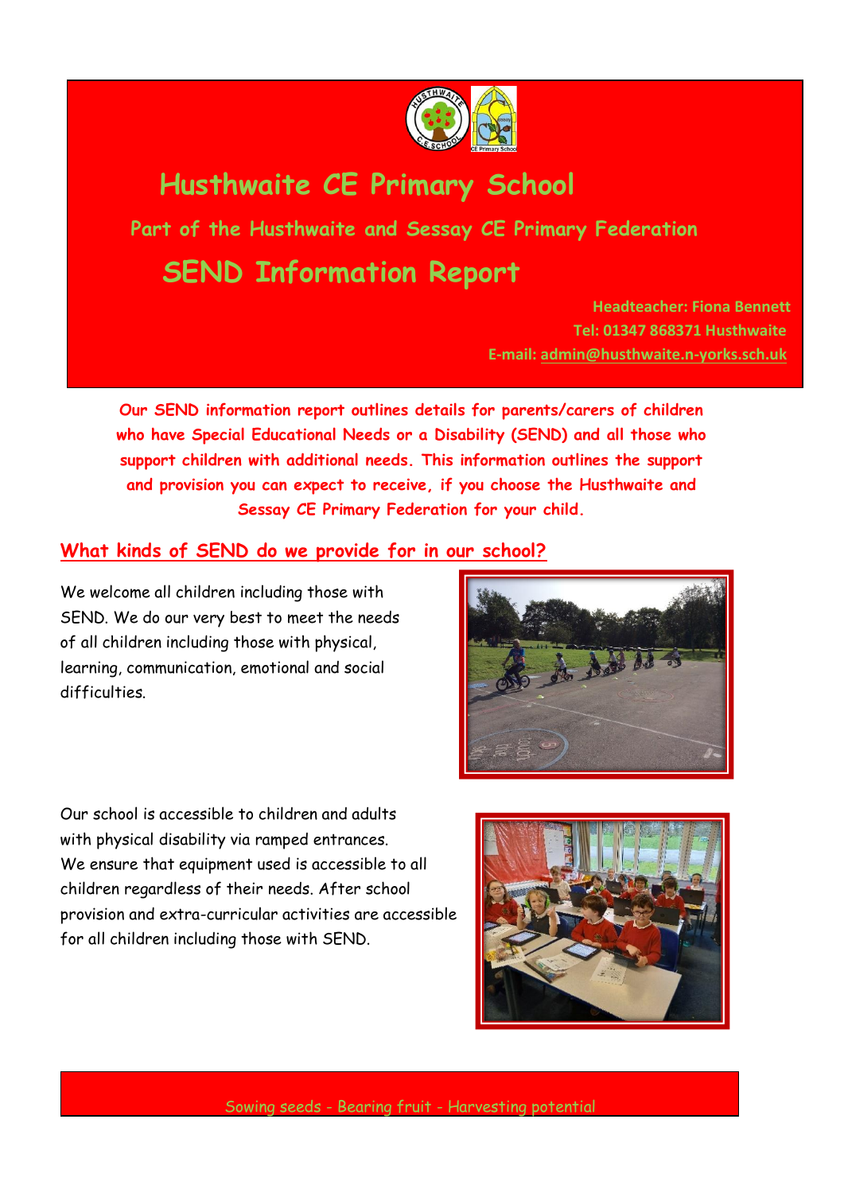# Husthwaite CE Primary School

## Part of the Husthwaite and Sessay CE Primary Federation

# SEND Information Report

**Headteacher: Fiona Bennett**
**Tel: 01347 868371 Husthwaite**
**E-mail: admin@husthwaite.n-yorks.sch.uk**

**Our SEND information report outlines details for parents/carers of children who have Special Educational Needs or a Disability (SEND) and all those who support children with additional needs. This information outlines the support and provision you can expect to receive, if you choose the Husthwaite and Sessay CE Primary Federation for your child.**

## What kinds of SEND do we provide for in our school?

We welcome all children including those with SEND. We do our very best to meet the needs of all children including those with physical, learning, communication, emotional and social difficulties.

Our school is accessible to children and adults with physical disability via ramped entrances. We ensure that equipment used is accessible to all children regardless of their needs. After school provision and extra-curricular activities are accessible for all children including those with SEND.

Sowing seeds - Bearing fruit - Harvesting potential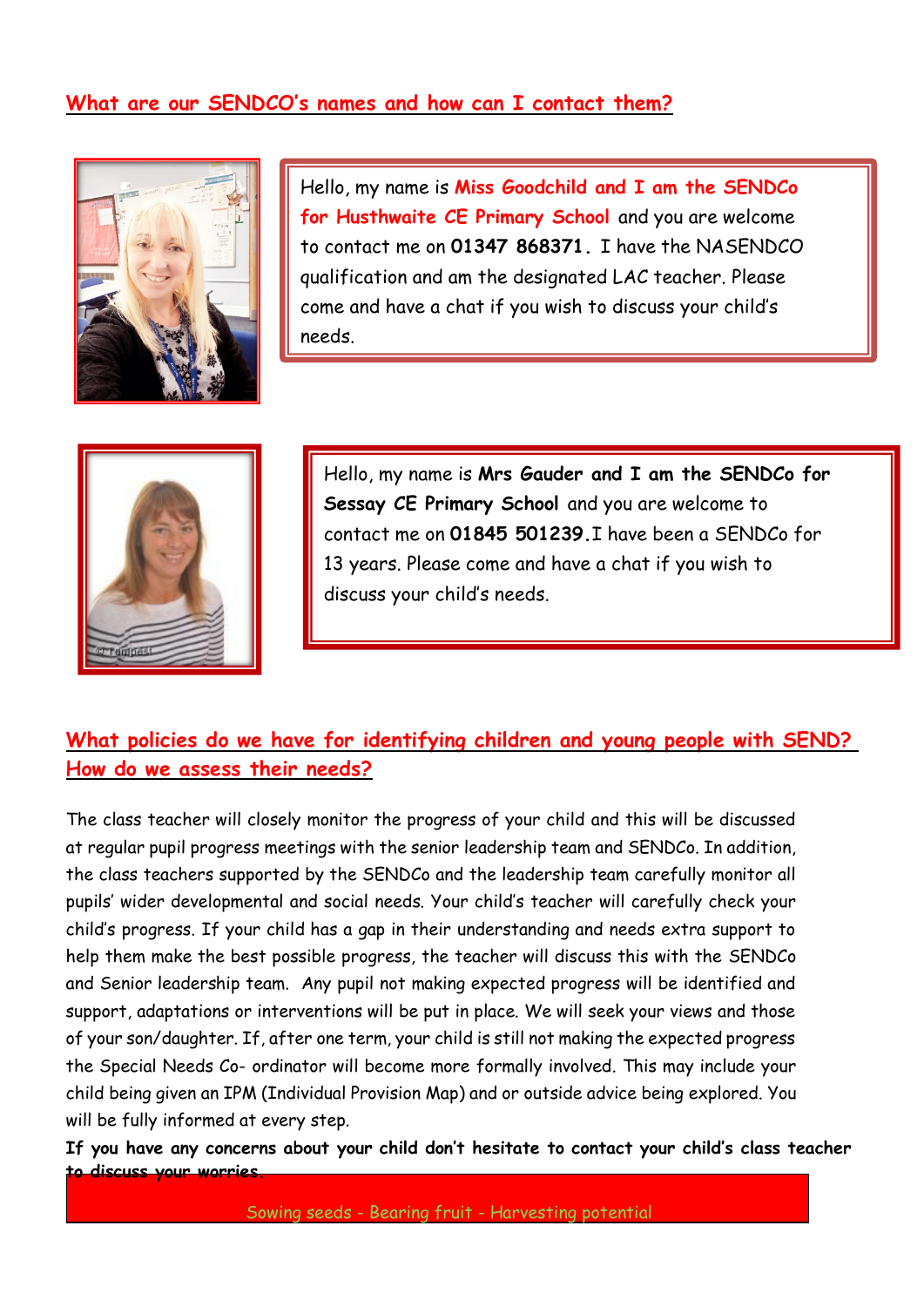## What are our SENDCO's names and how can I contact them?

Hello, my name is **Miss Goodchild and I am the SENDCo for Husthwaite CE Primary School** and you are welcome to contact me on **01347 868371.** I have the NASENDCO qualification and am the designated LAC teacher. Please come and have a chat if you wish to discuss your child's needs.

Hello, my name is **Mrs Gauder and I am the SENDCo for Sessay CE Primary School** and you are welcome to contact me on **01845 501239.** I have been a SENDCo for 13 years. Please come and have a chat if you wish to discuss your child's needs.

## What policies do we have for identifying children and young people with SEND? How do we assess their needs?

The class teacher will closely monitor the progress of your child and this will be discussed at regular pupil progress meetings with the senior leadership team and SENDCo. In addition, the class teachers supported by the SENDCo and the leadership team carefully monitor all pupils' wider developmental and social needs. Your child's teacher will carefully check your child's progress. If your child has a gap in their understanding and needs extra support to help them make the best possible progress, the teacher will discuss this with the SENDCo and Senior leadership team. Any pupil not making expected progress will be identified and support, adaptations or interventions will be put in place. We will seek your views and those of your son/daughter. If, after one term, your child is still not making the expected progress the Special Needs Co- ordinator will become more formally involved. This may include your child being given an IPM (Individual Provision Map) and or outside advice being explored. You will be fully informed at every step.

**If you have any concerns about your child don't hesitate to contact your child's class teacher to discuss your worries.**

Sowing seeds - Bearing fruit - Harvesting potential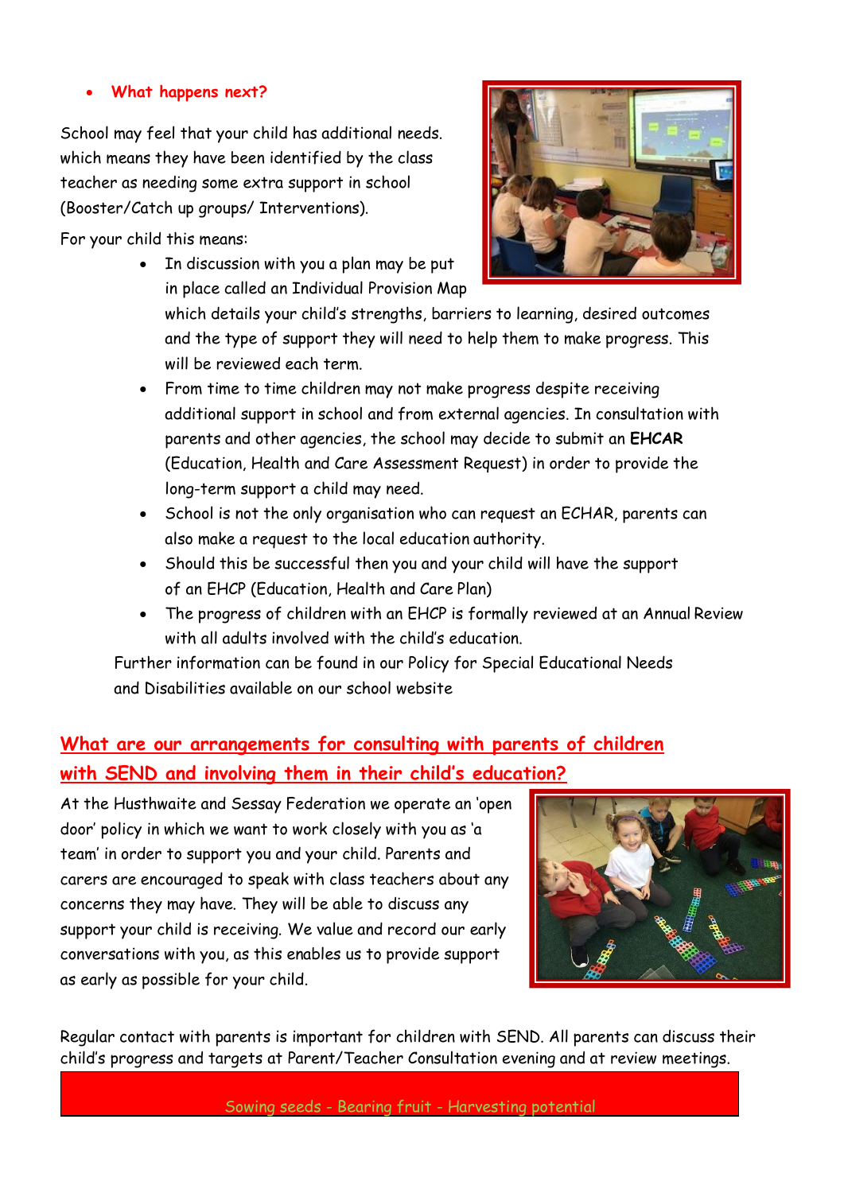- **What happens next?**

School may feel that your child has additional needs. which means they have been identified by the class teacher as needing some extra support in school (Booster/Catch up groups/ Interventions).

For your child this means:

- In discussion with you a plan may be put in place called an Individual Provision Map which details your child's strengths, barriers to learning, desired outcomes and the type of support they will need to help them to make progress. This will be reviewed each term.
- From time to time children may not make progress despite receiving additional support in school and from external agencies. In consultation with parents and other agencies, the school may decide to submit an **EHCAR** (Education, Health and Care Assessment Request) in order to provide the long-term support a child may need.
- School is not the only organisation who can request an ECHAR, parents can also make a request to the local education authority.
- Should this be successful then you and your child will have the support of an EHCP (Education, Health and Care Plan)
- The progress of children with an EHCP is formally reviewed at an Annual Review with all adults involved with the child's education.

Further information can be found in our Policy for Special Educational Needs and Disabilities available on our school website

## What are our arrangements for consulting with parents of children with SEND and involving them in their child's education?

At the Husthwaite and Sessay Federation we operate an 'open door' policy in which we want to work closely with you as 'a team' in order to support you and your child. Parents and carers are encouraged to speak with class teachers about any concerns they may have. They will be able to discuss any support your child is receiving. We value and record our early conversations with you, as this enables us to provide support as early as possible for your child.

Regular contact with parents is important for children with SEND. All parents can discuss their child's progress and targets at Parent/Teacher Consultation evening and at review meetings.

Sowing seeds - Bearing fruit - Harvesting potential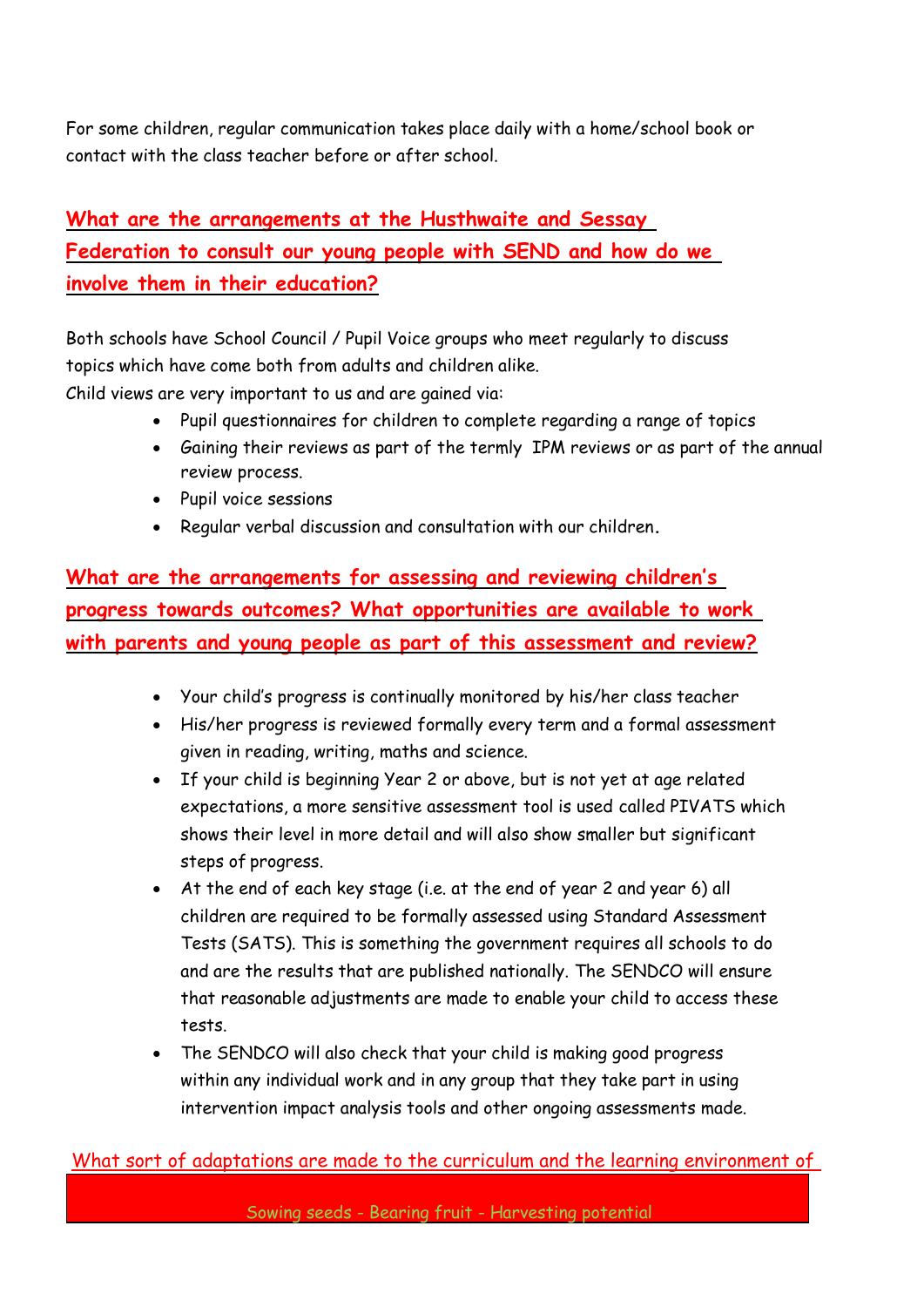For some children, regular communication takes place daily with a home/school book or contact with the class teacher before or after school.

## What are the arrangements at the Husthwaite and Sessay Federation to consult our young people with SEND and how do we involve them in their education?

Both schools have School Council / Pupil Voice groups who meet regularly to discuss topics which have come both from adults and children alike.
Child views are very important to us and are gained via:

- Pupil questionnaires for children to complete regarding a range of topics
- Gaining their reviews as part of the termly IPM reviews or as part of the annual review process.
- Pupil voice sessions
- Regular verbal discussion and consultation with our children.

## What are the arrangements for assessing and reviewing children's progress towards outcomes? What opportunities are available to work with parents and young people as part of this assessment and review?

- Your child's progress is continually monitored by his/her class teacher
- His/her progress is reviewed formally every term and a formal assessment given in reading, writing, maths and science.
- If your child is beginning Year 2 or above, but is not yet at age related expectations, a more sensitive assessment tool is used called PIVATS which shows their level in more detail and will also show smaller but significant steps of progress.
- At the end of each key stage (i.e. at the end of year 2 and year 6) all children are required to be formally assessed using Standard Assessment Tests (SATS). This is something the government requires all schools to do and are the results that are published nationally. The SENDCO will ensure that reasonable adjustments are made to enable your child to access these tests.
- The SENDCO will also check that your child is making good progress within any individual work and in any group that they take part in using intervention impact analysis tools and other ongoing assessments made.

## What sort of adaptations are made to the curriculum and the learning environment of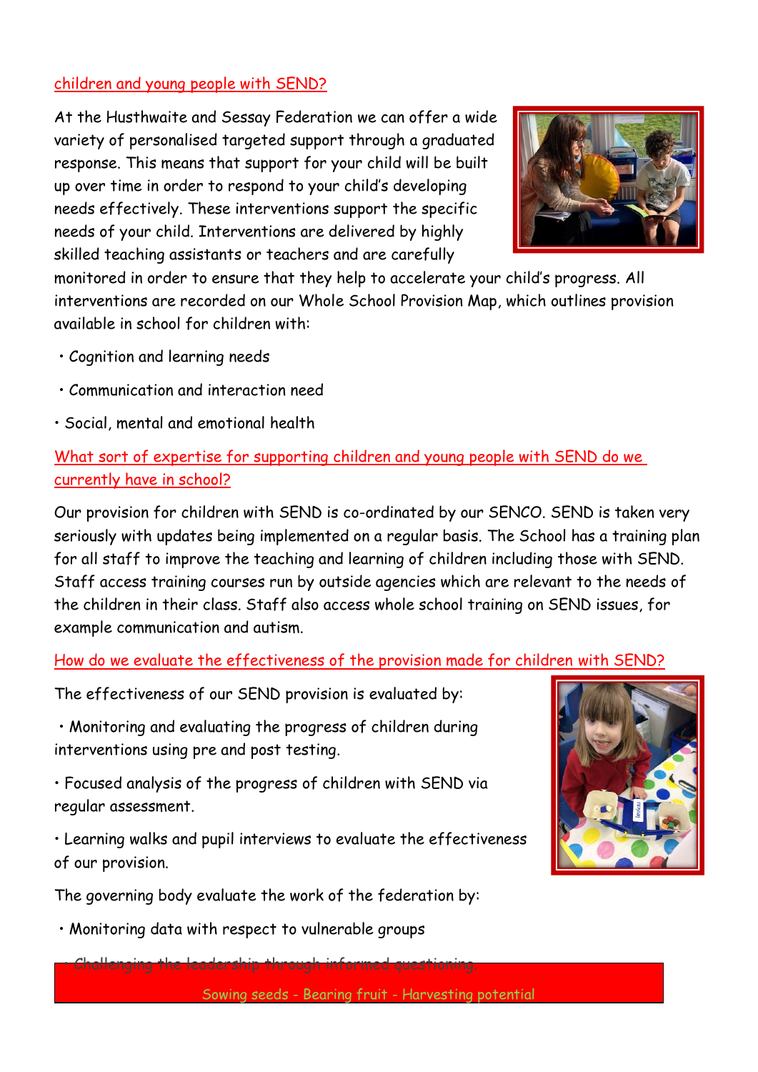children and young people with SEND?

At the Husthwaite and Sessay Federation we can offer a wide variety of personalised targeted support through a graduated response. This means that support for your child will be built up over time in order to respond to your child's developing needs effectively. These interventions support the specific needs of your child. Interventions are delivered by highly skilled teaching assistants or teachers and are carefully monitored in order to ensure that they help to accelerate your child's progress. All interventions are recorded on our Whole School Provision Map, which outlines provision available in school for children with:

- Cognition and learning needs
- Communication and interaction need
- Social, mental and emotional health

## What sort of expertise for supporting children and young people with SEND do we currently have in school?

Our provision for children with SEND is co-ordinated by our SENCO. SEND is taken very seriously with updates being implemented on a regular basis. The School has a training plan for all staff to improve the teaching and learning of children including those with SEND. Staff access training courses run by outside agencies which are relevant to the needs of the children in their class. Staff also access whole school training on SEND issues, for example communication and autism.

## How do we evaluate the effectiveness of the provision made for children with SEND?

The effectiveness of our SEND provision is evaluated by:

- Monitoring and evaluating the progress of children during interventions using pre and post testing.
- Focused analysis of the progress of children with SEND via regular assessment.
- Learning walks and pupil interviews to evaluate the effectiveness of our provision.

The governing body evaluate the work of the federation by:

- Monitoring data with respect to vulnerable groups
- Challenging the leadership through informed questioning.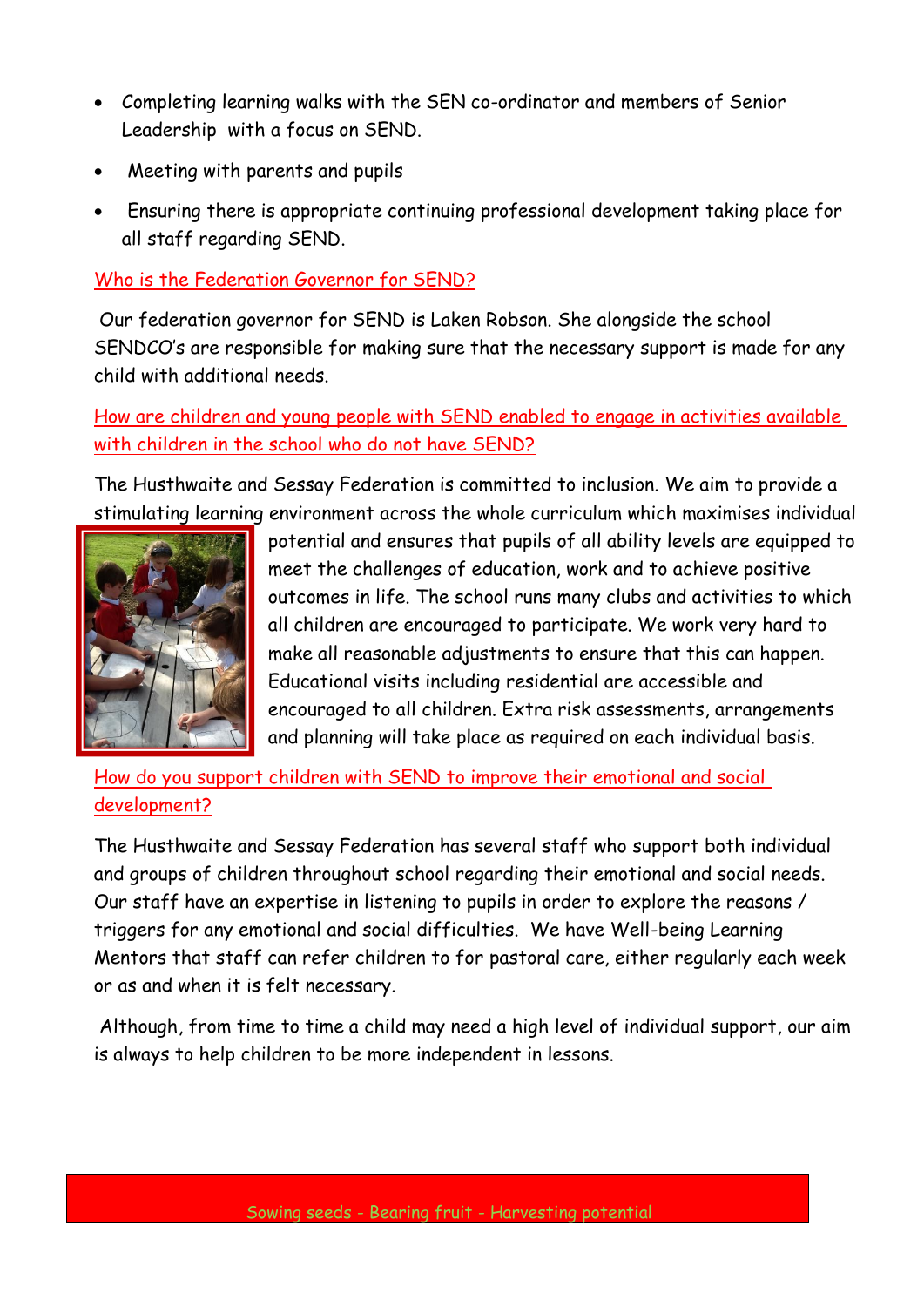- Completing learning walks with the SEN co-ordinator and members of Senior Leadership with a focus on SEND.
- Meeting with parents and pupils
- Ensuring there is appropriate continuing professional development taking place for all staff regarding SEND.

## Who is the Federation Governor for SEND?

Our federation governor for SEND is Laken Robson. She alongside the school SENDCO's are responsible for making sure that the necessary support is made for any child with additional needs.

## How are children and young people with SEND enabled to engage in activities available with children in the school who do not have SEND?

The Husthwaite and Sessay Federation is committed to inclusion. We aim to provide a stimulating learning environment across the whole curriculum which maximises individual potential and ensures that pupils of all ability levels are equipped to meet the challenges of education, work and to achieve positive outcomes in life. The school runs many clubs and activities to which all children are encouraged to participate. We work very hard to make all reasonable adjustments to ensure that this can happen. Educational visits including residential are accessible and encouraged to all children. Extra risk assessments, arrangements and planning will take place as required on each individual basis.

## How do you support children with SEND to improve their emotional and social development?

The Husthwaite and Sessay Federation has several staff who support both individual and groups of children throughout school regarding their emotional and social needs. Our staff have an expertise in listening to pupils in order to explore the reasons / triggers for any emotional and social difficulties. We have Well-being Learning Mentors that staff can refer children to for pastoral care, either regularly each week or as and when it is felt necessary.

Although, from time to time a child may need a high level of individual support, our aim is always to help children to be more independent in lessons.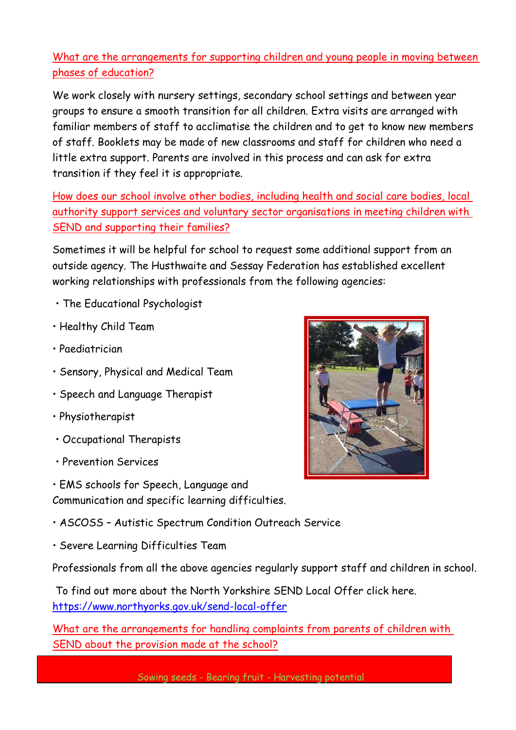## What are the arrangements for supporting children and young people in moving between phases of education?

We work closely with nursery settings, secondary school settings and between year groups to ensure a smooth transition for all children. Extra visits are arranged with familiar members of staff to acclimatise the children and to get to know new members of staff. Booklets may be made of new classrooms and staff for children who need a little extra support. Parents are involved in this process and can ask for extra transition if they feel it is appropriate.

## How does our school involve other bodies, including health and social care bodies, local authority support services and voluntary sector organisations in meeting children with SEND and supporting their families?

Sometimes it will be helpful for school to request some additional support from an outside agency. The Husthwaite and Sessay Federation has established excellent working relationships with professionals from the following agencies:

- The Educational Psychologist
- Healthy Child Team
- Paediatrician
- Sensory, Physical and Medical Team
- Speech and Language Therapist
- Physiotherapist
- Occupational Therapists
- Prevention Services
- EMS schools for Speech, Language and Communication and specific learning difficulties.
- ASCOSS – Autistic Spectrum Condition Outreach Service
- Severe Learning Difficulties Team

Professionals from all the above agencies regularly support staff and children in school.

To find out more about the North Yorkshire SEND Local Offer click here. https://www.northyorks.gov.uk/send-local-offer

## What are the arrangements for handling complaints from parents of children with SEND about the provision made at the school?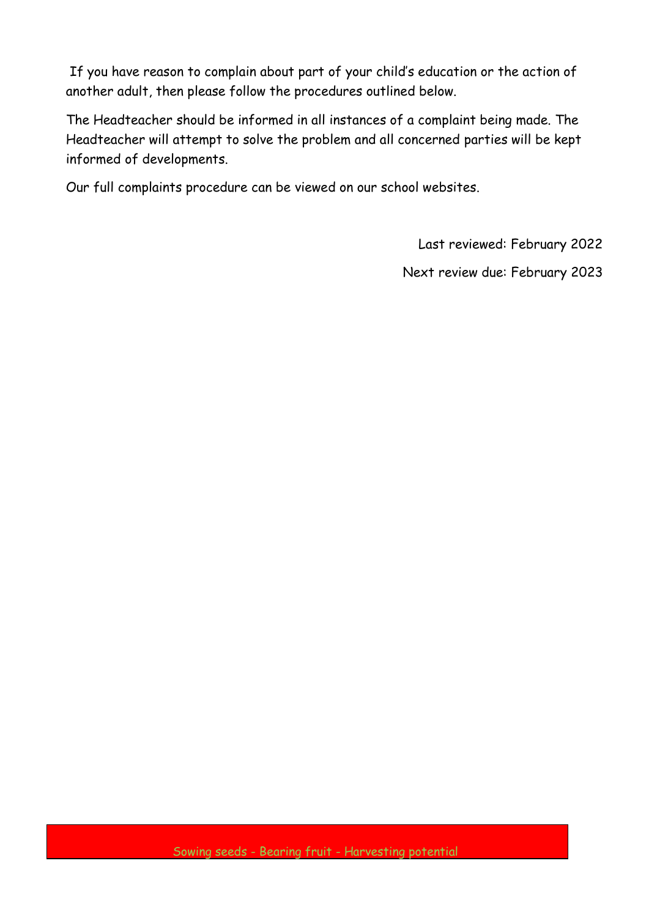If you have reason to complain about part of your child's education or the action of another adult, then please follow the procedures outlined below.

The Headteacher should be informed in all instances of a complaint being made. The Headteacher will attempt to solve the problem and all concerned parties will be kept informed of developments.

Our full complaints procedure can be viewed on our school websites.

Last reviewed: February 2022

Next review due: February 2023